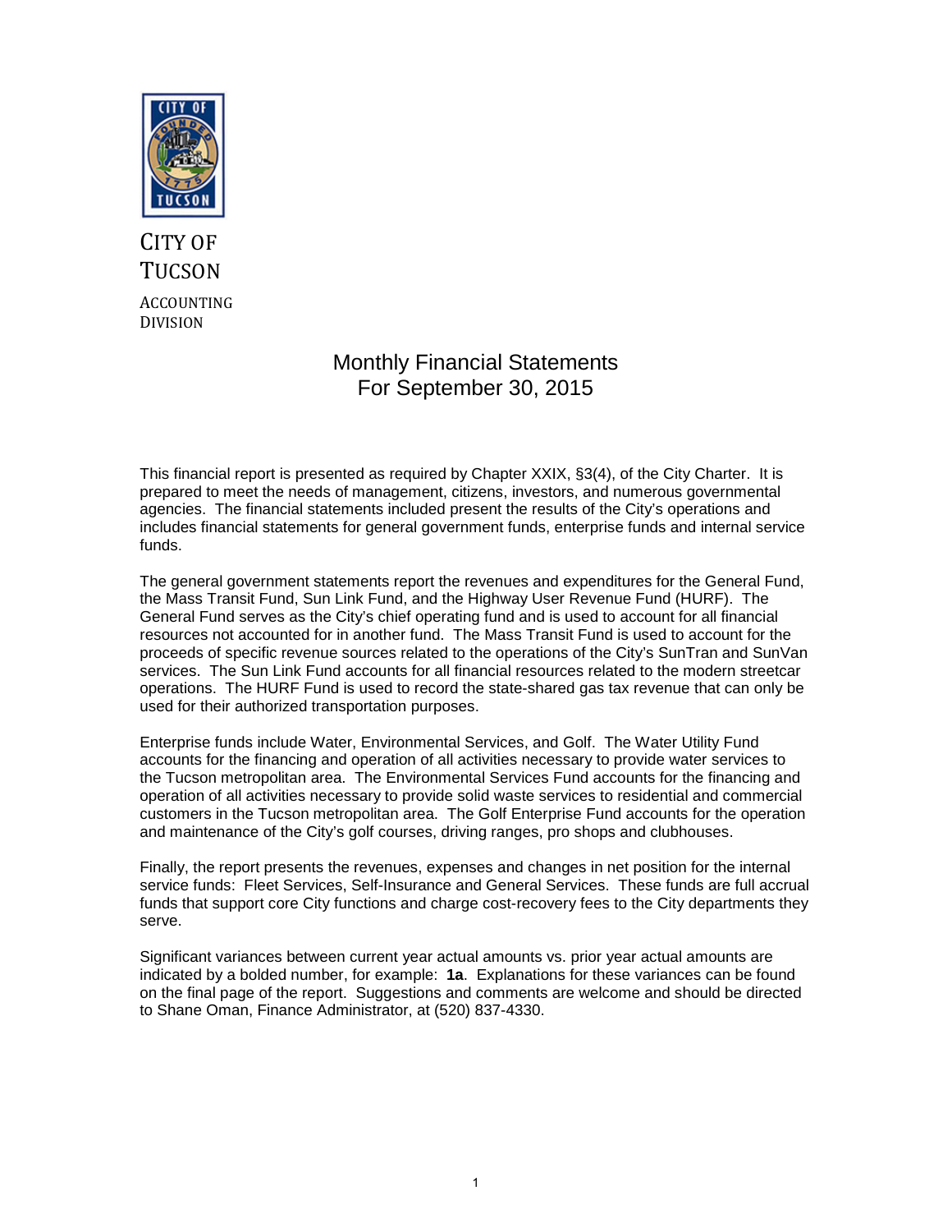CITY OF TUCSON

ACCOUNTING DIVISION

# Monthly Financial Statements
# For September 30, 2015

This financial report is presented as required by Chapter XXIX, §3(4), of the City Charter. It is prepared to meet the needs of management, citizens, investors, and numerous governmental agencies. The financial statements included present the results of the City's operations and includes financial statements for general government funds, enterprise funds and internal service funds.

The general government statements report the revenues and expenditures for the General Fund, the Mass Transit Fund, Sun Link Fund, and the Highway User Revenue Fund (HURF). The General Fund serves as the City's chief operating fund and is used to account for all financial resources not accounted for in another fund. The Mass Transit Fund is used to account for the proceeds of specific revenue sources related to the operations of the City's SunTran and SunVan services. The Sun Link Fund accounts for all financial resources related to the modern streetcar operations. The HURF Fund is used to record the state-shared gas tax revenue that can only be used for their authorized transportation purposes.

Enterprise funds include Water, Environmental Services, and Golf. The Water Utility Fund accounts for the financing and operation of all activities necessary to provide water services to the Tucson metropolitan area. The Environmental Services Fund accounts for the financing and operation of all activities necessary to provide solid waste services to residential and commercial customers in the Tucson metropolitan area. The Golf Enterprise Fund accounts for the operation and maintenance of the City's golf courses, driving ranges, pro shops and clubhouses.

Finally, the report presents the revenues, expenses and changes in net position for the internal service funds: Fleet Services, Self-Insurance and General Services. These funds are full accrual funds that support core City functions and charge cost-recovery fees to the City departments they serve.

Significant variances between current year actual amounts vs. prior year actual amounts are indicated by a bolded number, for example: **1a**. Explanations for these variances can be found on the final page of the report. Suggestions and comments are welcome and should be directed to Shane Oman, Finance Administrator, at (520) 837-4330.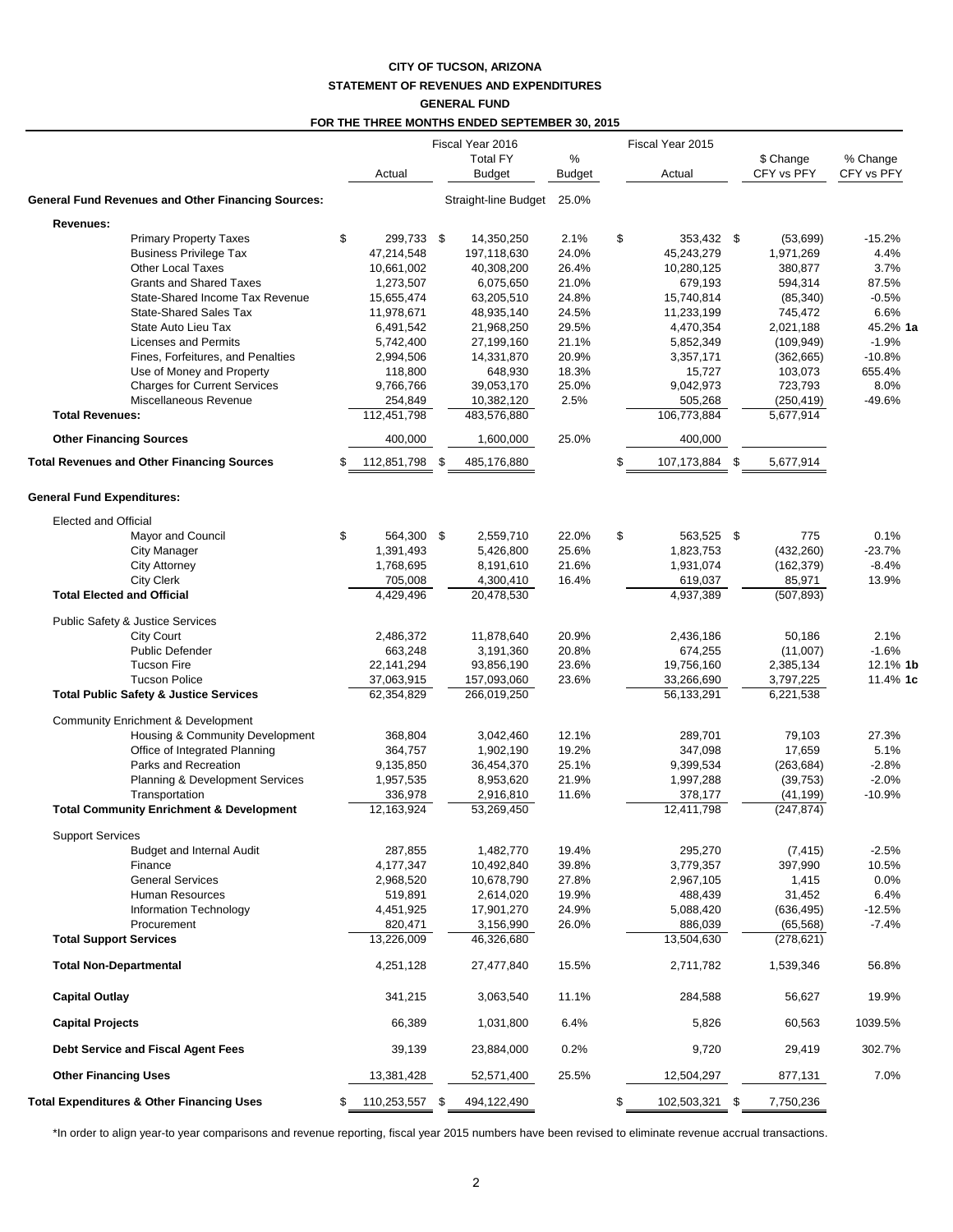# CITY OF TUCSON, ARIZONA
## STATEMENT OF REVENUES AND EXPENDITURES
## GENERAL FUND
## FOR THE THREE MONTHS ENDED SEPTEMBER 30, 2015

| | Fiscal Year 2016 Actual | Fiscal Year 2016 Total FY Budget | % Budget | Fiscal Year 2015 Actual | $ Change CFY vs PFY | % Change CFY vs PFY |
|---|---|---|---|---|---|---|
| **General Fund Revenues and Other Financing Sources:** | | Straight-line Budget | 25.0% | | | |
| **Revenues:** | | | | | | |
| Primary Property Taxes | $ 299,733 | $ 14,350,250 | 2.1% | $ 353,432 | $ (53,699) | -15.2% |
| Business Privilege Tax | 47,214,548 | 197,118,630 | 24.0% | 45,243,279 | 1,971,269 | 4.4% |
| Other Local Taxes | 10,661,002 | 40,308,200 | 26.4% | 10,280,125 | 380,877 | 3.7% |
| Grants and Shared Taxes | 1,273,507 | 6,075,650 | 21.0% | 679,193 | 594,314 | 87.5% |
| State-Shared Income Tax Revenue | 15,655,474 | 63,205,510 | 24.8% | 15,740,814 | (85,340) | -0.5% |
| State-Shared Sales Tax | 11,978,671 | 48,935,140 | 24.5% | 11,233,199 | 745,472 | 6.6% |
| State Auto Lieu Tax | 6,491,542 | 21,968,250 | 29.5% | 4,470,354 | 2,021,188 | 45.2% **1a** |
| Licenses and Permits | 5,742,400 | 27,199,160 | 21.1% | 5,852,349 | (109,949) | -1.9% |
| Fines, Forfeitures, and Penalties | 2,994,506 | 14,331,870 | 20.9% | 3,357,171 | (362,665) | -10.8% |
| Use of Money and Property | 118,800 | 648,930 | 18.3% | 15,727 | 103,073 | 655.4% |
| Charges for Current Services | 9,766,766 | 39,053,170 | 25.0% | 9,042,973 | 723,793 | 8.0% |
| Miscellaneous Revenue | 254,849 | 10,382,120 | 2.5% | 505,268 | (250,419) | -49.6% |
| **Total Revenues:** | 112,451,798 | 483,576,880 | | 106,773,884 | 5,677,914 | |
| **Other Financing Sources** | 400,000 | 1,600,000 | 25.0% | 400,000 | | |
| **Total Revenues and Other Financing Sources** | $ 112,851,798 | $ 485,176,880 | | $ 107,173,884 | $ 5,677,914 | |
| **General Fund Expenditures:** | | | | | | |
| Elected and Official | | | | | | |
| Mayor and Council | $ 564,300 | $ 2,559,710 | 22.0% | $ 563,525 | $ 775 | 0.1% |
| City Manager | 1,391,493 | 5,426,800 | 25.6% | 1,823,753 | (432,260) | -23.7% |
| City Attorney | 1,768,695 | 8,191,610 | 21.6% | 1,931,074 | (162,379) | -8.4% |
| City Clerk | 705,008 | 4,300,410 | 16.4% | 619,037 | 85,971 | 13.9% |
| **Total Elected and Official** | 4,429,496 | 20,478,530 | | 4,937,389 | (507,893) | |
| Public Safety & Justice Services | | | | | | |
| City Court | 2,486,372 | 11,878,640 | 20.9% | 2,436,186 | 50,186 | 2.1% |
| Public Defender | 663,248 | 3,191,360 | 20.8% | 674,255 | (11,007) | -1.6% |
| Tucson Fire | 22,141,294 | 93,856,190 | 23.6% | 19,756,160 | 2,385,134 | 12.1% **1b** |
| Tucson Police | 37,063,915 | 157,093,060 | 23.6% | 33,266,690 | 3,797,225 | 11.4% **1c** |
| **Total Public Safety & Justice Services** | 62,354,829 | 266,019,250 | | 56,133,291 | 6,221,538 | |
| Community Enrichment & Development | | | | | | |
| Housing & Community Development | 368,804 | 3,042,460 | 12.1% | 289,701 | 79,103 | 27.3% |
| Office of Integrated Planning | 364,757 | 1,902,190 | 19.2% | 347,098 | 17,659 | 5.1% |
| Parks and Recreation | 9,135,850 | 36,454,370 | 25.1% | 9,399,534 | (263,684) | -2.8% |
| Planning & Development Services | 1,957,535 | 8,953,620 | 21.9% | 1,997,288 | (39,753) | -2.0% |
| Transportation | 336,978 | 2,916,810 | 11.6% | 378,177 | (41,199) | -10.9% |
| **Total Community Enrichment & Development** | 12,163,924 | 53,269,450 | | 12,411,798 | (247,874) | |
| Support Services | | | | | | |
| Budget and Internal Audit | 287,855 | 1,482,770 | 19.4% | 295,270 | (7,415) | -2.5% |
| Finance | 4,177,347 | 10,492,840 | 39.8% | 3,779,357 | 397,990 | 10.5% |
| General Services | 2,968,520 | 10,678,790 | 27.8% | 2,967,105 | 1,415 | 0.0% |
| Human Resources | 519,891 | 2,614,020 | 19.9% | 488,439 | 31,452 | 6.4% |
| Information Technology | 4,451,925 | 17,901,270 | 24.9% | 5,088,420 | (636,495) | -12.5% |
| Procurement | 820,471 | 3,156,990 | 26.0% | 886,039 | (65,568) | -7.4% |
| **Total Support Services** | 13,226,009 | 46,326,680 | | 13,504,630 | (278,621) | |
| **Total Non-Departmental** | 4,251,128 | 27,477,840 | 15.5% | 2,711,782 | 1,539,346 | 56.8% |
| **Capital Outlay** | 341,215 | 3,063,540 | 11.1% | 284,588 | 56,627 | 19.9% |
| **Capital Projects** | 66,389 | 1,031,800 | 6.4% | 5,826 | 60,563 | 1039.5% |
| **Debt Service and Fiscal Agent Fees** | 39,139 | 23,884,000 | 0.2% | 9,720 | 29,419 | 302.7% |
| **Other Financing Uses** | 13,381,428 | 52,571,400 | 25.5% | 12,504,297 | 877,131 | 7.0% |
| **Total Expenditures & Other Financing Uses** | $ 110,253,557 | $ 494,122,490 | | $ 102,503,321 | $ 7,750,236 | |

*In order to align year-to year comparisons and revenue reporting, fiscal year 2015 numbers have been revised to eliminate revenue accrual transactions.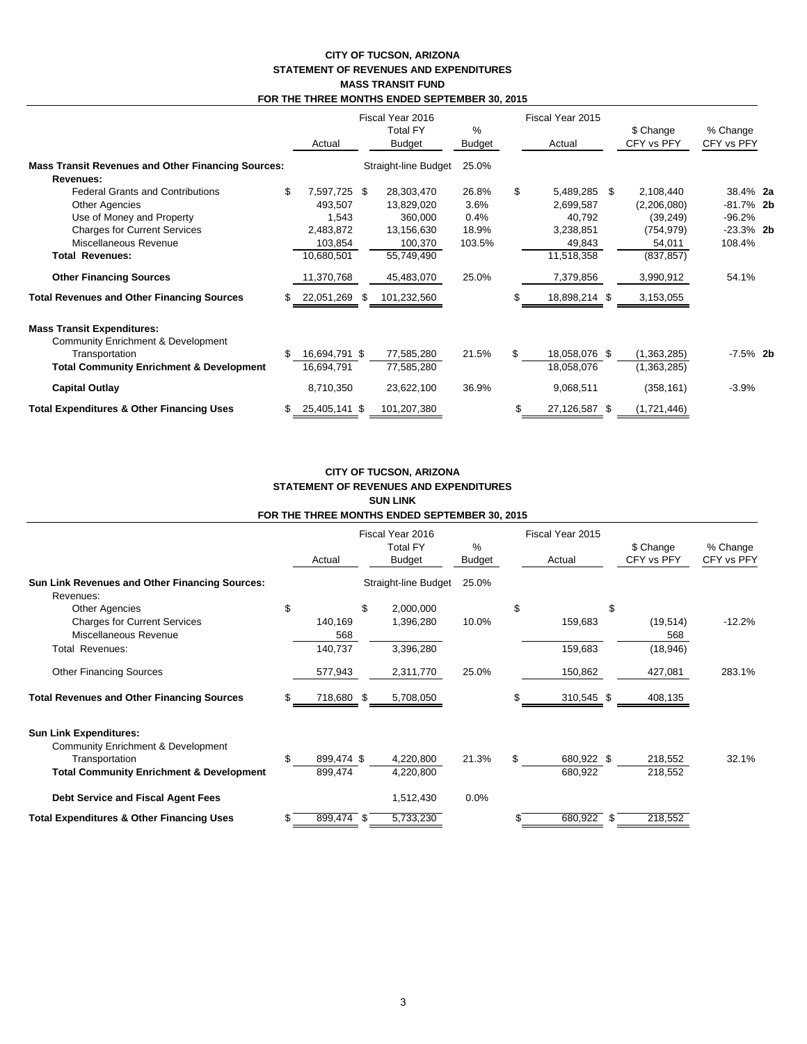# CITY OF TUCSON, ARIZONA
## STATEMENT OF REVENUES AND EXPENDITURES
## MASS TRANSIT FUND
## FOR THE THREE MONTHS ENDED SEPTEMBER 30, 2015

| | Fiscal Year 2016 Actual | Fiscal Year 2016 Total FY Budget | % Budget | Fiscal Year 2015 Actual | $ Change CFY vs PFY | % Change CFY vs PFY | |
|---|---|---|---|---|---|---|---|
| **Mass Transit Revenues and Other Financing Sources:** | | Straight-line Budget | 25.0% | | | | |
| **Revenues:** | | | | | | | |
| Federal Grants and Contributions | $ 7,597,725 | $ 28,303,470 | 26.8% | $ 5,489,285 | $ 2,108,440 | 38.4% | **2a** |
| Other Agencies | 493,507 | 13,829,020 | 3.6% | 2,699,587 | (2,206,080) | -81.7% | **2b** |
| Use of Money and Property | 1,543 | 360,000 | 0.4% | 40,792 | (39,249) | -96.2% | |
| Charges for Current Services | 2,483,872 | 13,156,630 | 18.9% | 3,238,851 | (754,979) | -23.3% | **2b** |
| Miscellaneous Revenue | 103,854 | 100,370 | 103.5% | 49,843 | 54,011 | 108.4% | |
| **Total Revenues:** | 10,680,501 | 55,749,490 | | 11,518,358 | (837,857) | | |
| **Other Financing Sources** | 11,370,768 | 45,483,070 | 25.0% | 7,379,856 | 3,990,912 | 54.1% | |
| **Total Revenues and Other Financing Sources** | $ 22,051,269 | $ 101,232,560 | | $ 18,898,214 | $ 3,153,055 | | |
| **Mass Transit Expenditures:** | | | | | | | |
| Community Enrichment & Development | | | | | | | |
| Transportation | $ 16,694,791 | $ 77,585,280 | 21.5% | $ 18,058,076 | $ (1,363,285) | -7.5% | **2b** |
| **Total Community Enrichment & Development** | 16,694,791 | 77,585,280 | | 18,058,076 | (1,363,285) | | |
| **Capital Outlay** | 8,710,350 | 23,622,100 | 36.9% | 9,068,511 | (358,161) | -3.9% | |
| **Total Expenditures & Other Financing Uses** | $ 25,405,141 | $ 101,207,380 | | $ 27,126,587 | $ (1,721,446) | | |

# CITY OF TUCSON, ARIZONA
## STATEMENT OF REVENUES AND EXPENDITURES
## SUN LINK
## FOR THE THREE MONTHS ENDED SEPTEMBER 30, 2015

| | Fiscal Year 2016 Actual | Fiscal Year 2016 Total FY Budget | % Budget | Fiscal Year 2015 Actual | $ Change CFY vs PFY | % Change CFY vs PFY |
|---|---|---|---|---|---|---|
| **Sun Link Revenues and Other Financing Sources:** | | Straight-line Budget | 25.0% | | | |
| Revenues: | | | | | | |
| Other Agencies | $ | $ 2,000,000 | | $ | $ | |
| Charges for Current Services | 140,169 | 1,396,280 | 10.0% | 159,683 | (19,514) | -12.2% |
| Miscellaneous Revenue | 568 | | | | 568 | |
| Total Revenues: | 140,737 | 3,396,280 | | 159,683 | (18,946) | |
| Other Financing Sources | 577,943 | 2,311,770 | 25.0% | 150,862 | 427,081 | 283.1% |
| **Total Revenues and Other Financing Sources** | $ 718,680 | $ 5,708,050 | | $ 310,545 | $ 408,135 | |
| **Sun Link Expenditures:** | | | | | | |
| Community Enrichment & Development | | | | | | |
| Transportation | $ 899,474 | $ 4,220,800 | 21.3% | $ 680,922 | $ 218,552 | 32.1% |
| **Total Community Enrichment & Development** | 899,474 | 4,220,800 | | 680,922 | 218,552 | |
| **Debt Service and Fiscal Agent Fees** | | 1,512,430 | 0.0% | | | |
| **Total Expenditures & Other Financing Uses** | $ 899,474 | $ 5,733,230 | | $ 680,922 | $ 218,552 | |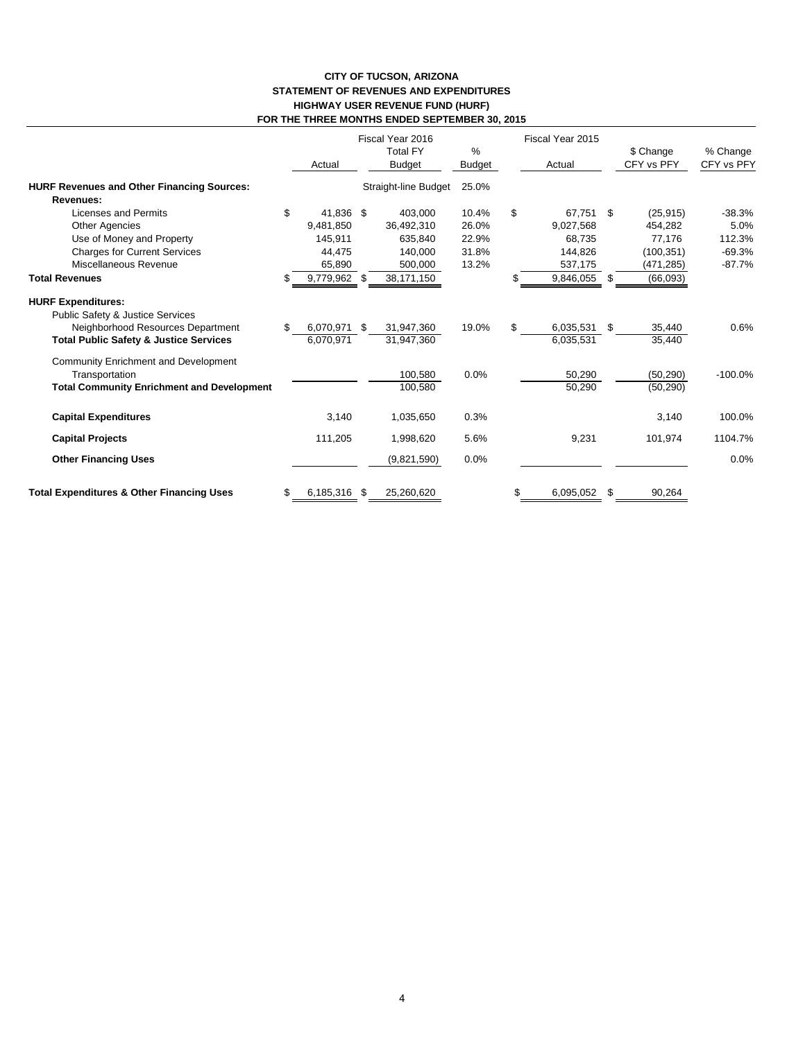**CITY OF TUCSON, ARIZONA**
**STATEMENT OF REVENUES AND EXPENDITURES**
**HIGHWAY USER REVENUE FUND (HURF)**
**FOR THE THREE MONTHS ENDED SEPTEMBER 30, 2015**

| | Fiscal Year 2016 Actual | Fiscal Year 2016 Total FY Budget | % Budget | Fiscal Year 2015 Actual | $ Change CFY vs PFY | % Change CFY vs PFY |
|---|---|---|---|---|---|---|
| **HURF Revenues and Other Financing Sources:** | | Straight-line Budget | 25.0% | | | |
| **Revenues:** | | | | | | |
| Licenses and Permits | $ 41,836 | $ 403,000 | 10.4% | $ 67,751 | $ (25,915) | -38.3% |
| Other Agencies | 9,481,850 | 36,492,310 | 26.0% | 9,027,568 | 454,282 | 5.0% |
| Use of Money and Property | 145,911 | 635,840 | 22.9% | 68,735 | 77,176 | 112.3% |
| Charges for Current Services | 44,475 | 140,000 | 31.8% | 144,826 | (100,351) | -69.3% |
| Miscellaneous Revenue | 65,890 | 500,000 | 13.2% | 537,175 | (471,285) | -87.7% |
| **Total Revenues** | $ 9,779,962 | $ 38,171,150 | | $ 9,846,055 | $ (66,093) | |
| **HURF Expenditures:** | | | | | | |
| Public Safety & Justice Services | | | | | | |
| Neighborhood Resources Department | $ 6,070,971 | $ 31,947,360 | 19.0% | $ 6,035,531 | $ 35,440 | 0.6% |
| **Total Public Safety & Justice Services** | 6,070,971 | 31,947,360 | | 6,035,531 | 35,440 | |
| Community Enrichment and Development | | | | | | |
| Transportation | | 100,580 | 0.0% | 50,290 | (50,290) | -100.0% |
| **Total Community Enrichment and Development** | | 100,580 | | 50,290 | (50,290) | |
| **Capital Expenditures** | 3,140 | 1,035,650 | 0.3% | | 3,140 | 100.0% |
| **Capital Projects** | 111,205 | 1,998,620 | 5.6% | 9,231 | 101,974 | 1104.7% |
| **Other Financing Uses** | | (9,821,590) | 0.0% | | | 0.0% |
| **Total Expenditures & Other Financing Uses** | $ 6,185,316 | $ 25,260,620 | | $ 6,095,052 | $ 90,264 | |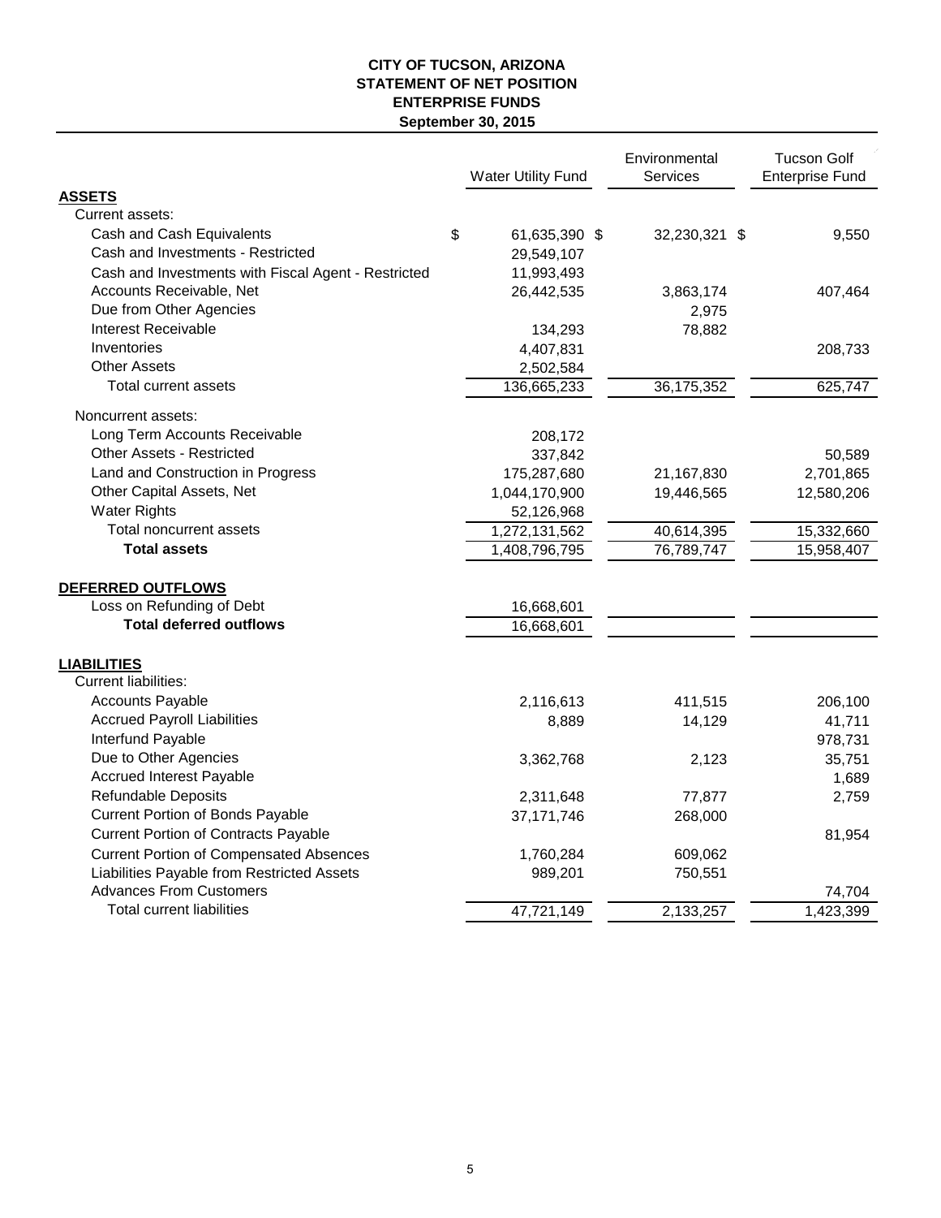**CITY OF TUCSON, ARIZONA**
**STATEMENT OF NET POSITION**
**ENTERPRISE FUNDS**
**September 30, 2015**

| | Water Utility Fund | Environmental Services | Tucson Golf Enterprise Fund |
|---|---|---|---|
| **ASSETS** | | | |
| Current assets: | | | |
| Cash and Cash Equivalents | $ 61,635,390 | $ 32,230,321 | $ 9,550 |
| Cash and Investments - Restricted | 29,549,107 | | |
| Cash and Investments with Fiscal Agent - Restricted | 11,993,493 | | |
| Accounts Receivable, Net | 26,442,535 | 3,863,174 | 407,464 |
| Due from Other Agencies | | 2,975 | |
| Interest Receivable | 134,293 | 78,882 | |
| Inventories | 4,407,831 | | 208,733 |
| Other Assets | 2,502,584 | | |
| Total current assets | 136,665,233 | 36,175,352 | 625,747 |
| Noncurrent assets: | | | |
| Long Term Accounts Receivable | 208,172 | | |
| Other Assets - Restricted | 337,842 | | 50,589 |
| Land and Construction in Progress | 175,287,680 | 21,167,830 | 2,701,865 |
| Other Capital Assets, Net | 1,044,170,900 | 19,446,565 | 12,580,206 |
| Water Rights | 52,126,968 | | |
| Total noncurrent assets | 1,272,131,562 | 40,614,395 | 15,332,660 |
| **Total assets** | 1,408,796,795 | 76,789,747 | 15,958,407 |
| **DEFERRED OUTFLOWS** | | | |
| Loss on Refunding of Debt | 16,668,601 | | |
| **Total deferred outflows** | 16,668,601 | | |
| **LIABILITIES** | | | |
| Current liabilities: | | | |
| Accounts Payable | 2,116,613 | 411,515 | 206,100 |
| Accrued Payroll Liabilities | 8,889 | 14,129 | 41,711 |
| Interfund Payable | | | 978,731 |
| Due to Other Agencies | 3,362,768 | 2,123 | 35,751 |
| Accrued Interest Payable | | | 1,689 |
| Refundable Deposits | 2,311,648 | 77,877 | 2,759 |
| Current Portion of Bonds Payable | 37,171,746 | 268,000 | |
| Current Portion of Contracts Payable | | | 81,954 |
| Current Portion of Compensated Absences | 1,760,284 | 609,062 | |
| Liabilities Payable from Restricted Assets | 989,201 | 750,551 | |
| Advances From Customers | | | 74,704 |
| Total current liabilities | 47,721,149 | 2,133,257 | 1,423,399 |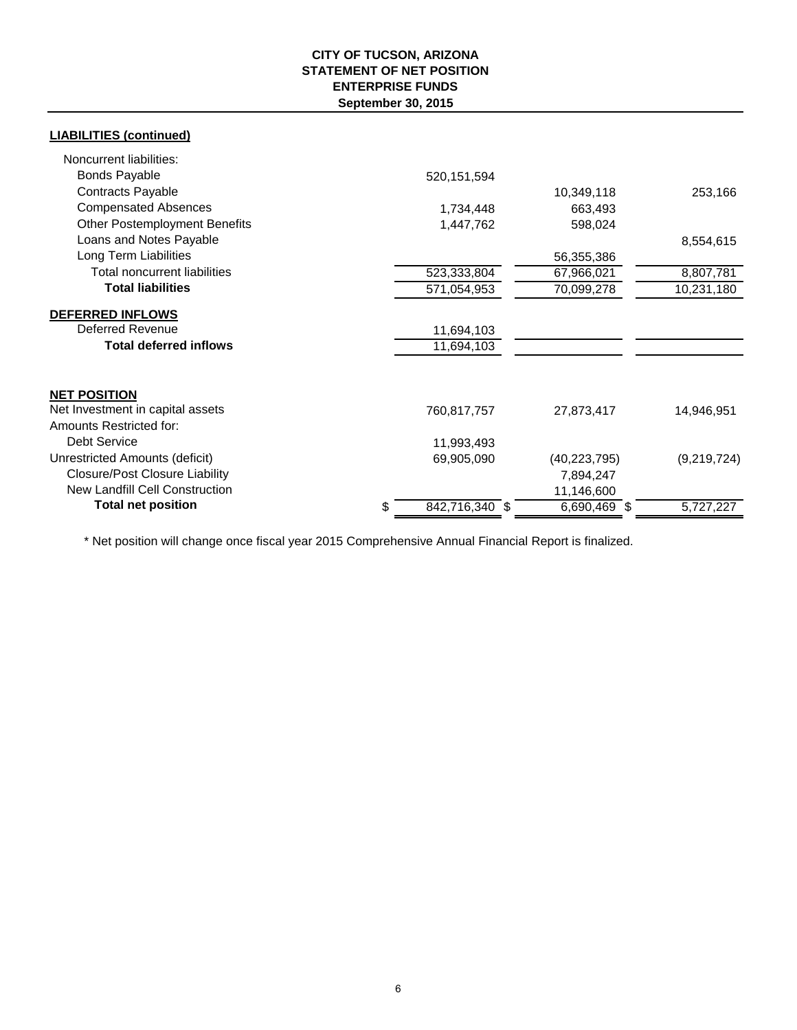**CITY OF TUCSON, ARIZONA**
**STATEMENT OF NET POSITION**
**ENTERPRISE FUNDS**
**September 30, 2015**

| **LIABILITIES (continued)** | | | |
|---|---|---|---|
| Noncurrent liabilities: | | | |
| Bonds Payable | 520,151,594 | | |
| Contracts Payable | | 10,349,118 | 253,166 |
| Compensated Absences | 1,734,448 | 663,493 | |
| Other Postemployment Benefits | 1,447,762 | 598,024 | |
| Loans and Notes Payable | | | 8,554,615 |
| Long Term Liabilities | | 56,355,386 | |
| Total noncurrent liabilities | 523,333,804 | 67,966,021 | 8,807,781 |
| **Total liabilities** | 571,054,953 | 70,099,278 | 10,231,180 |
| **DEFERRED INFLOWS** | | | |
| Deferred Revenue | 11,694,103 | | |
| **Total deferred inflows** | 11,694,103 | | |
| **NET POSITION** | | | |
| Net Investment in capital assets | 760,817,757 | 27,873,417 | 14,946,951 |
| Amounts Restricted for: | | | |
| Debt Service | 11,993,493 | | |
| Unrestricted Amounts (deficit) | 69,905,090 | (40,223,795) | (9,219,724) |
| Closure/Post Closure Liability | | 7,894,247 | |
| New Landfill Cell Construction | | 11,146,600 | |
| **Total net position** | $ 842,716,340 | $ 6,690,469 | $ 5,727,227 |

* Net position will change once fiscal year 2015 Comprehensive Annual Financial Report is finalized.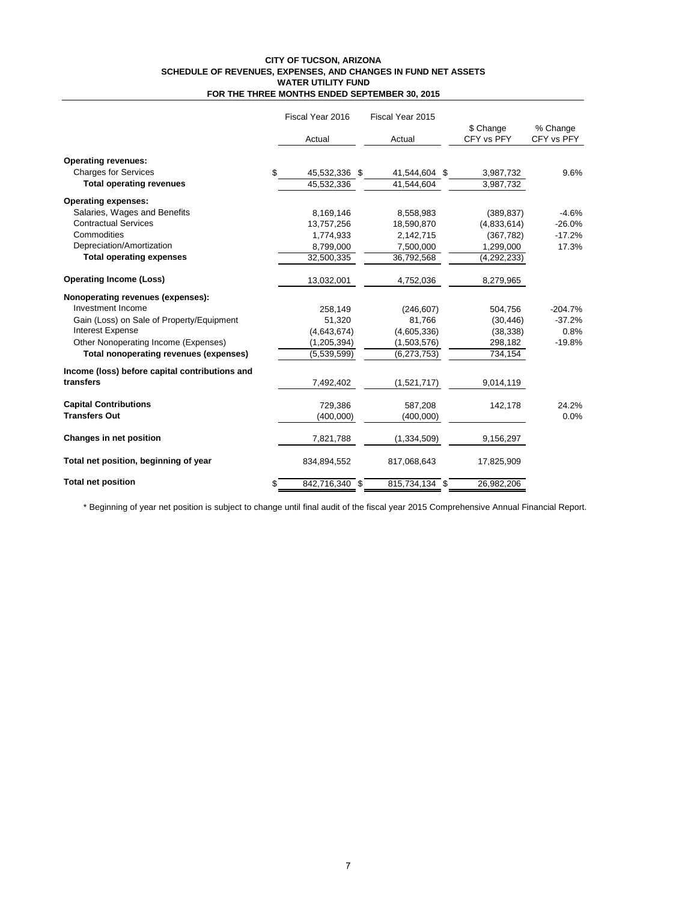**CITY OF TUCSON, ARIZONA**
**SCHEDULE OF REVENUES, EXPENSES, AND CHANGES IN FUND NET ASSETS**
**WATER UTILITY FUND**
**FOR THE THREE MONTHS ENDED SEPTEMBER 30, 2015**

| | Fiscal Year 2016 Actual | Fiscal Year 2015 Actual | $ Change CFY vs PFY | % Change CFY vs PFY |
|---|---|---|---|---|
| **Operating revenues:** | | | | |
| Charges for Services | $ 45,532,336 | $ 41,544,604 | $ 3,987,732 | 9.6% |
| **Total operating revenues** | 45,532,336 | 41,544,604 | 3,987,732 | |
| **Operating expenses:** | | | | |
| Salaries, Wages and Benefits | 8,169,146 | 8,558,983 | (389,837) | -4.6% |
| Contractual Services | 13,757,256 | 18,590,870 | (4,833,614) | -26.0% |
| Commodities | 1,774,933 | 2,142,715 | (367,782) | -17.2% |
| Depreciation/Amortization | 8,799,000 | 7,500,000 | 1,299,000 | 17.3% |
| **Total operating expenses** | 32,500,335 | 36,792,568 | (4,292,233) | |
| **Operating Income (Loss)** | 13,032,001 | 4,752,036 | 8,279,965 | |
| **Nonoperating revenues (expenses):** | | | | |
| Investment Income | 258,149 | (246,607) | 504,756 | -204.7% |
| Gain (Loss) on Sale of Property/Equipment | 51,320 | 81,766 | (30,446) | -37.2% |
| Interest Expense | (4,643,674) | (4,605,336) | (38,338) | 0.8% |
| Other Nonoperating Income (Expenses) | (1,205,394) | (1,503,576) | 298,182 | -19.8% |
| **Total nonoperating revenues (expenses)** | (5,539,599) | (6,273,753) | 734,154 | |
| **Income (loss) before capital contributions and transfers** | 7,492,402 | (1,521,717) | 9,014,119 | |
| **Capital Contributions** | 729,386 | 587,208 | 142,178 | 24.2% |
| **Transfers Out** | (400,000) | (400,000) | | 0.0% |
| **Changes in net position** | 7,821,788 | (1,334,509) | 9,156,297 | |
| **Total net position, beginning of year** | 834,894,552 | 817,068,643 | 17,825,909 | |
| **Total net position** | $ 842,716,340 | $ 815,734,134 | $ 26,982,206 | |

\* Beginning of year net position is subject to change until final audit of the fiscal year 2015 Comprehensive Annual Financial Report.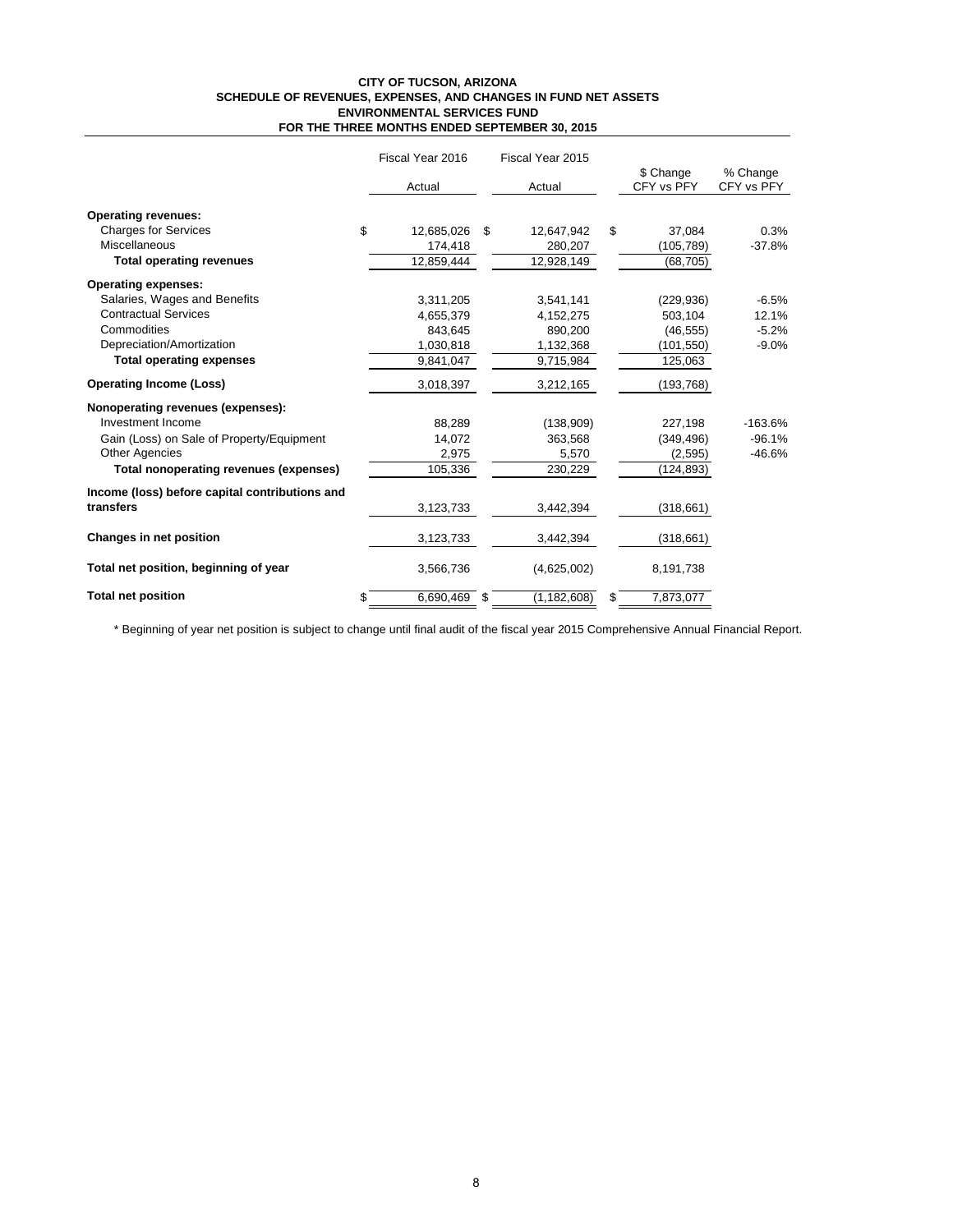**CITY OF TUCSON, ARIZONA**
**SCHEDULE OF REVENUES, EXPENSES, AND CHANGES IN FUND NET ASSETS**
**ENVIRONMENTAL SERVICES FUND**
**FOR THE THREE MONTHS ENDED SEPTEMBER 30, 2015**

| | Fiscal Year 2016 Actual | Fiscal Year 2015 Actual | $ Change CFY vs PFY | % Change CFY vs PFY |
|---|---|---|---|---|
| **Operating revenues:** | | | | |
| Charges for Services | $ 12,685,026 | $ 12,647,942 | $ 37,084 | 0.3% |
| Miscellaneous | 174,418 | 280,207 | (105,789) | -37.8% |
| **Total operating revenues** | 12,859,444 | 12,928,149 | (68,705) | |
| **Operating expenses:** | | | | |
| Salaries, Wages and Benefits | 3,311,205 | 3,541,141 | (229,936) | -6.5% |
| Contractual Services | 4,655,379 | 4,152,275 | 503,104 | 12.1% |
| Commodities | 843,645 | 890,200 | (46,555) | -5.2% |
| Depreciation/Amortization | 1,030,818 | 1,132,368 | (101,550) | -9.0% |
| **Total operating expenses** | 9,841,047 | 9,715,984 | 125,063 | |
| **Operating Income (Loss)** | 3,018,397 | 3,212,165 | (193,768) | |
| **Nonoperating revenues (expenses):** | | | | |
| Investment Income | 88,289 | (138,909) | 227,198 | -163.6% |
| Gain (Loss) on Sale of Property/Equipment | 14,072 | 363,568 | (349,496) | -96.1% |
| Other Agencies | 2,975 | 5,570 | (2,595) | -46.6% |
| **Total nonoperating revenues (expenses)** | 105,336 | 230,229 | (124,893) | |
| **Income (loss) before capital contributions and transfers** | 3,123,733 | 3,442,394 | (318,661) | |
| **Changes in net position** | 3,123,733 | 3,442,394 | (318,661) | |
| **Total net position, beginning of year** | 3,566,736 | (4,625,002) | 8,191,738 | |
| **Total net position** | $ 6,690,469 | $ (1,182,608) | $ 7,873,077 | |

* Beginning of year net position is subject to change until final audit of the fiscal year 2015 Comprehensive Annual Financial Report.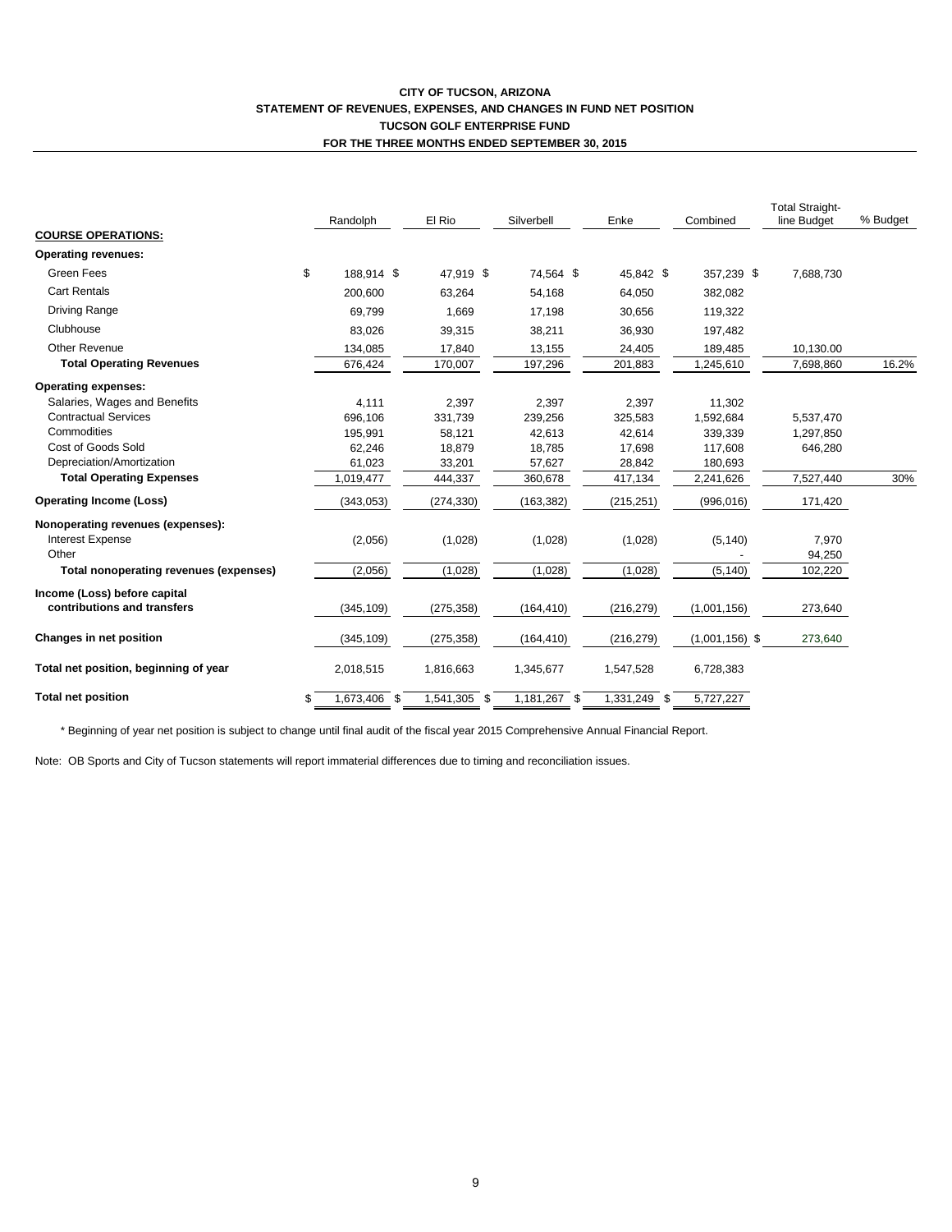**CITY OF TUCSON, ARIZONA**
**STATEMENT OF REVENUES, EXPENSES, AND CHANGES IN FUND NET POSITION**
**TUCSON GOLF ENTERPRISE FUND**
**FOR THE THREE MONTHS ENDED SEPTEMBER 30, 2015**

| | Randolph | El Rio | Silverbell | Enke | Combined | Total Straight-line Budget | % Budget |
|---|---|---|---|---|---|---|---|
| **COURSE OPERATIONS:** | | | | | | | |
| **Operating revenues:** | | | | | | | |
| Green Fees | $ 188,914 | $ 47,919 | $ 74,564 | $ 45,842 | $ 357,239 | $ 7,688,730 | |
| Cart Rentals | 200,600 | 63,264 | 54,168 | 64,050 | 382,082 | | |
| Driving Range | 69,799 | 1,669 | 17,198 | 30,656 | 119,322 | | |
| Clubhouse | 83,026 | 39,315 | 38,211 | 36,930 | 197,482 | | |
| Other Revenue | 134,085 | 17,840 | 13,155 | 24,405 | 189,485 | 10,130.00 | |
| **Total Operating Revenues** | 676,424 | 170,007 | 197,296 | 201,883 | 1,245,610 | 7,698,860 | 16.2% |
| **Operating expenses:** | | | | | | | |
| Salaries, Wages and Benefits | 4,111 | 2,397 | 2,397 | 2,397 | 11,302 | | |
| Contractual Services | 696,106 | 331,739 | 239,256 | 325,583 | 1,592,684 | 5,537,470 | |
| Commodities | 195,991 | 58,121 | 42,613 | 42,614 | 339,339 | 1,297,850 | |
| Cost of Goods Sold | 62,246 | 18,879 | 18,785 | 17,698 | 117,608 | 646,280 | |
| Depreciation/Amortization | 61,023 | 33,201 | 57,627 | 28,842 | 180,693 | | |
| **Total Operating Expenses** | 1,019,477 | 444,337 | 360,678 | 417,134 | 2,241,626 | 7,527,440 | 30% |
| **Operating Income (Loss)** | (343,053) | (274,330) | (163,382) | (215,251) | (996,016) | 171,420 | |
| **Nonoperating revenues (expenses):** | | | | | | | |
| Interest Expense | (2,056) | (1,028) | (1,028) | (1,028) | (5,140) | 7,970 | |
| Other | | | | | - | 94,250 | |
| **Total nonoperating revenues (expenses)** | (2,056) | (1,028) | (1,028) | (1,028) | (5,140) | 102,220 | |
| **Income (Loss) before capital contributions and transfers** | (345,109) | (275,358) | (164,410) | (216,279) | (1,001,156) | 273,640 | |
| **Changes in net position** | (345,109) | (275,358) | (164,410) | (216,279) | (1,001,156) $ | 273,640 | |
| **Total net position, beginning of year** | 2,018,515 | 1,816,663 | 1,345,677 | 1,547,528 | 6,728,383 | | |
| **Total net position** | $ 1,673,406 | $ 1,541,305 | $ 1,181,267 | $ 1,331,249 | $ 5,727,227 | | |

\* Beginning of year net position is subject to change until final audit of the fiscal year 2015 Comprehensive Annual Financial Report.

Note: OB Sports and City of Tucson statements will report immaterial differences due to timing and reconciliation issues.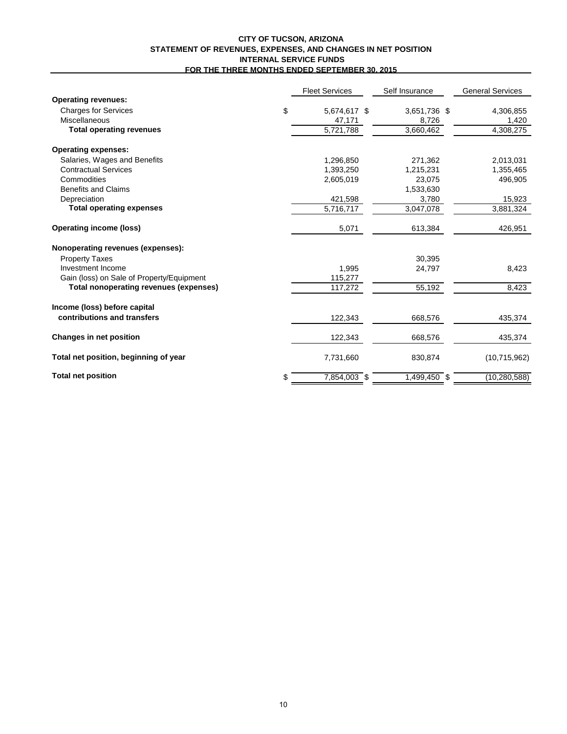# CITY OF TUCSON, ARIZONA
## STATEMENT OF REVENUES, EXPENSES, AND CHANGES IN NET POSITION
## INTERNAL SERVICE FUNDS
## FOR THE THREE MONTHS ENDED SEPTEMBER 30, 2015

| | Fleet Services | Self Insurance | General Services |
|---|---|---|---|
| **Operating revenues:** | | | |
| Charges for Services | $ 5,674,617 | $ 3,651,736 | $ 4,306,855 |
| Miscellaneous | 47,171 | 8,726 | 1,420 |
| **Total operating revenues** | 5,721,788 | 3,660,462 | 4,308,275 |
| **Operating expenses:** | | | |
| Salaries, Wages and Benefits | 1,296,850 | 271,362 | 2,013,031 |
| Contractual Services | 1,393,250 | 1,215,231 | 1,355,465 |
| Commodities | 2,605,019 | 23,075 | 496,905 |
| Benefits and Claims | | 1,533,630 | |
| Depreciation | 421,598 | 3,780 | 15,923 |
| **Total operating expenses** | 5,716,717 | 3,047,078 | 3,881,324 |
| **Operating income (loss)** | 5,071 | 613,384 | 426,951 |
| **Nonoperating revenues (expenses):** | | | |
| Property Taxes | | 30,395 | |
| Investment Income | 1,995 | 24,797 | 8,423 |
| Gain (loss) on Sale of Property/Equipment | 115,277 | | |
| **Total nonoperating revenues (expenses)** | 117,272 | 55,192 | 8,423 |
| **Income (loss) before capital contributions and transfers** | 122,343 | 668,576 | 435,374 |
| **Changes in net position** | 122,343 | 668,576 | 435,374 |
| **Total net position, beginning of year** | 7,731,660 | 830,874 | (10,715,962) |
| **Total net position** | $ 7,854,003 | $ 1,499,450 | $ (10,280,588) |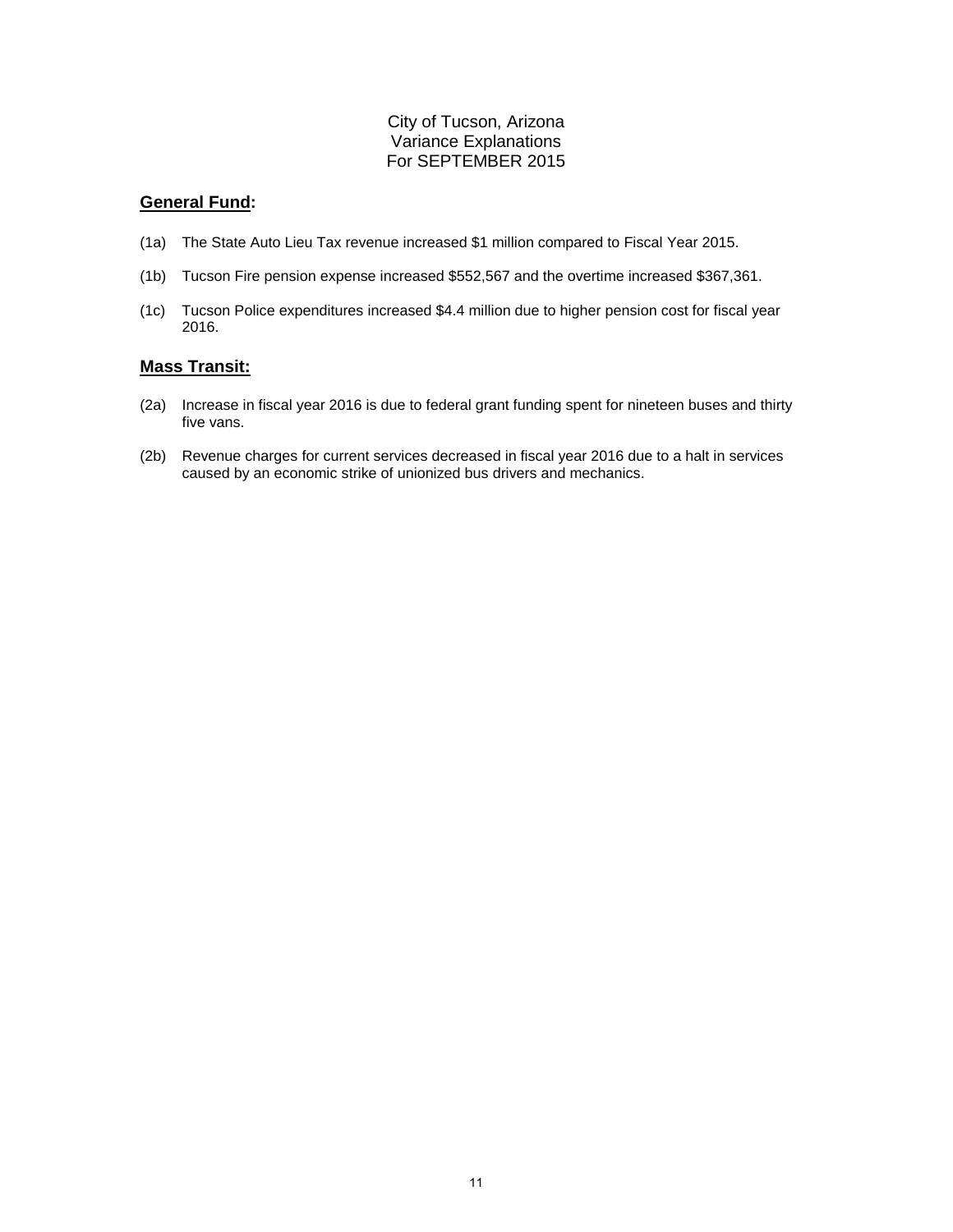City of Tucson, Arizona
Variance Explanations
For SEPTEMBER 2015

## General Fund:

(1a) The State Auto Lieu Tax revenue increased $1 million compared to Fiscal Year 2015.

(1b) Tucson Fire pension expense increased $552,567 and the overtime increased $367,361.

(1c) Tucson Police expenditures increased $4.4 million due to higher pension cost for fiscal year 2016.

## Mass Transit:

(2a) Increase in fiscal year 2016 is due to federal grant funding spent for nineteen buses and thirty five vans.

(2b) Revenue charges for current services decreased in fiscal year 2016 due to a halt in services caused by an economic strike of unionized bus drivers and mechanics.